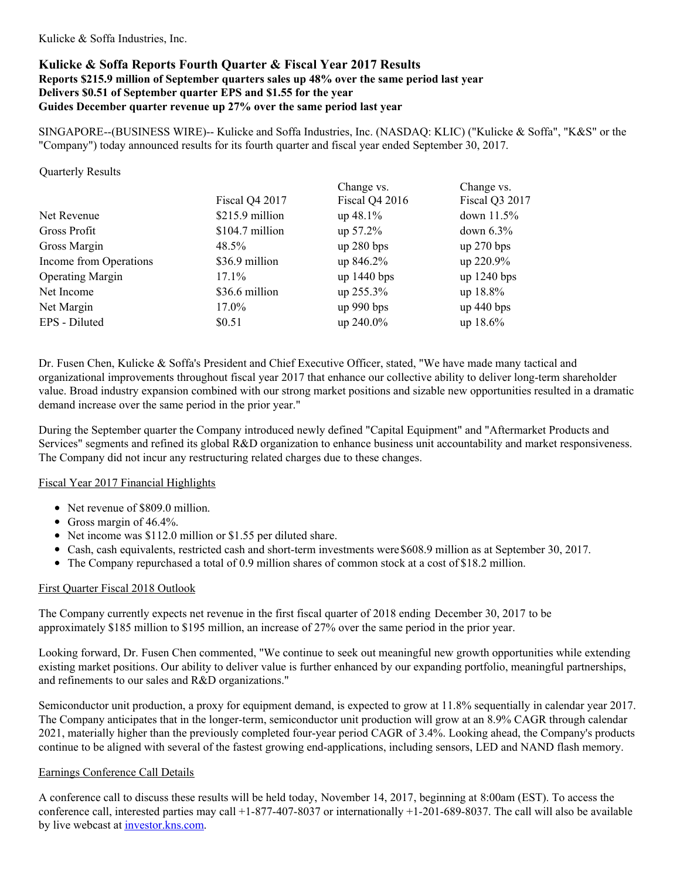Kulicke & Soffa Industries, Inc.

# Kulicke & Soffa Reports Fourth Quarter & Fiscal Year 2017 Results

**Reports $215.9 million of September quarters sales up 48% over the same period last year**
**Delivers $0.51 of September quarter EPS and $1.55 for the year**
**Guides December quarter revenue up 27% over the same period last year**

SINGAPORE--(BUSINESS WIRE)-- Kulicke and Soffa Industries, Inc. (NASDAQ: KLIC) ("Kulicke & Soffa", "K&S" or the "Company") today announced results for its fourth quarter and fiscal year ended September 30, 2017.

Quarterly Results

| | Fiscal Q4 2017 | Change vs. Fiscal Q4 2016 | Change vs. Fiscal Q3 2017 |
|---|---|---|---|
| Net Revenue | $215.9 million | up 48.1% | down 11.5% |
| Gross Profit | $104.7 million | up 57.2% | down 6.3% |
| Gross Margin | 48.5% | up 280 bps | up 270 bps |
| Income from Operations | $36.9 million | up 846.2% | up 220.9% |
| Operating Margin | 17.1% | up 1440 bps | up 1240 bps |
| Net Income | $36.6 million | up 255.3% | up 18.8% |
| Net Margin | 17.0% | up 990 bps | up 440 bps |
| EPS - Diluted | $0.51 | up 240.0% | up 18.6% |

Dr. Fusen Chen, Kulicke & Soffa's President and Chief Executive Officer, stated, "We have made many tactical and organizational improvements throughout fiscal year 2017 that enhance our collective ability to deliver long-term shareholder value. Broad industry expansion combined with our strong market positions and sizable new opportunities resulted in a dramatic demand increase over the same period in the prior year."

During the September quarter the Company introduced newly defined "Capital Equipment" and "Aftermarket Products and Services" segments and refined its global R&D organization to enhance business unit accountability and market responsiveness. The Company did not incur any restructuring related charges due to these changes.

## Fiscal Year 2017 Financial Highlights

- Net revenue of $809.0 million.
- Gross margin of 46.4%.
- Net income was $112.0 million or $1.55 per diluted share.
- Cash, cash equivalents, restricted cash and short-term investments were $608.9 million as at September 30, 2017.
- The Company repurchased a total of 0.9 million shares of common stock at a cost of $18.2 million.

## First Quarter Fiscal 2018 Outlook

The Company currently expects net revenue in the first fiscal quarter of 2018 ending December 30, 2017 to be approximately $185 million to $195 million, an increase of 27% over the same period in the prior year.

Looking forward, Dr. Fusen Chen commented, "We continue to seek out meaningful new growth opportunities while extending existing market positions. Our ability to deliver value is further enhanced by our expanding portfolio, meaningful partnerships, and refinements to our sales and R&D organizations."

Semiconductor unit production, a proxy for equipment demand, is expected to grow at 11.8% sequentially in calendar year 2017. The Company anticipates that in the longer-term, semiconductor unit production will grow at an 8.9% CAGR through calendar 2021, materially higher than the previously completed four-year period CAGR of 3.4%. Looking ahead, the Company's products continue to be aligned with several of the fastest growing end-applications, including sensors, LED and NAND flash memory.

## Earnings Conference Call Details

A conference call to discuss these results will be held today, November 14, 2017, beginning at 8:00am (EST). To access the conference call, interested parties may call +1-877-407-8037 or internationally +1-201-689-8037. The call will also be available by live webcast at investor.kns.com.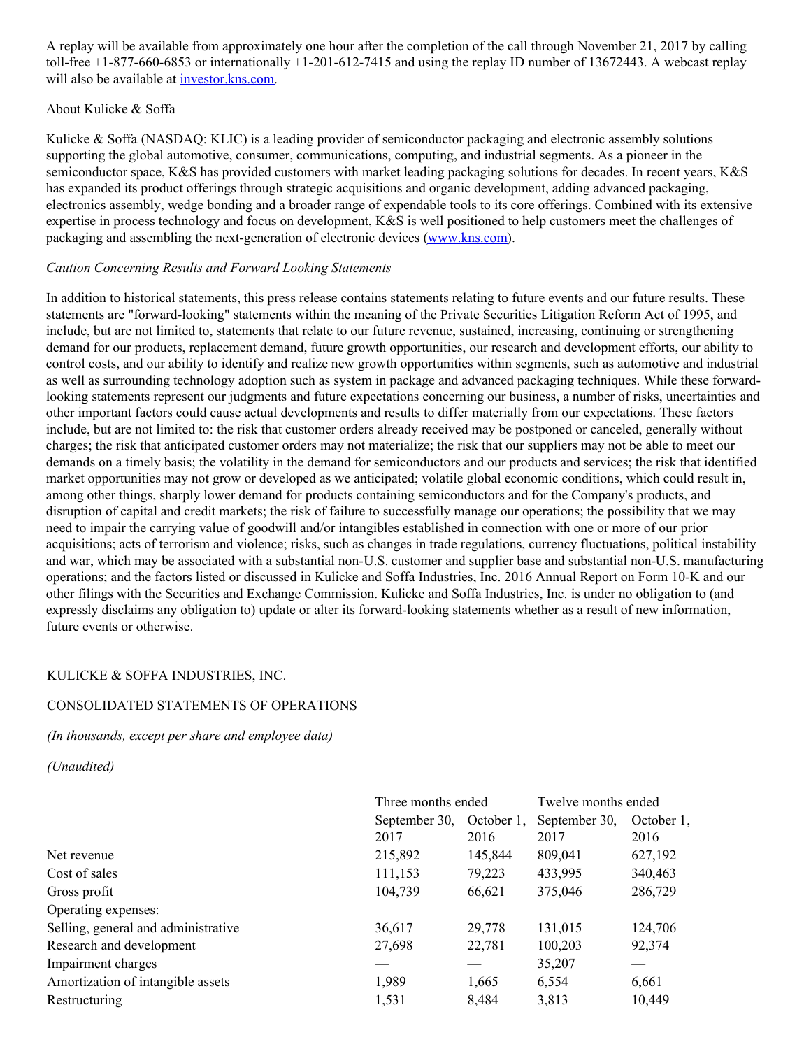A replay will be available from approximately one hour after the completion of the call through November 21, 2017 by calling toll-free +1-877-660-6853 or internationally +1-201-612-7415 and using the replay ID number of 13672443. A webcast replay will also be available at investor.kns.com.

About Kulicke & Soffa

Kulicke & Soffa (NASDAQ: KLIC) is a leading provider of semiconductor packaging and electronic assembly solutions supporting the global automotive, consumer, communications, computing, and industrial segments. As a pioneer in the semiconductor space, K&S has provided customers with market leading packaging solutions for decades. In recent years, K&S has expanded its product offerings through strategic acquisitions and organic development, adding advanced packaging, electronics assembly, wedge bonding and a broader range of expendable tools to its core offerings. Combined with its extensive expertise in process technology and focus on development, K&S is well positioned to help customers meet the challenges of packaging and assembling the next-generation of electronic devices (www.kns.com).

*Caution Concerning Results and Forward Looking Statements*

In addition to historical statements, this press release contains statements relating to future events and our future results. These statements are "forward-looking" statements within the meaning of the Private Securities Litigation Reform Act of 1995, and include, but are not limited to, statements that relate to our future revenue, sustained, increasing, continuing or strengthening demand for our products, replacement demand, future growth opportunities, our research and development efforts, our ability to control costs, and our ability to identify and realize new growth opportunities within segments, such as automotive and industrial as well as surrounding technology adoption such as system in package and advanced packaging techniques. While these forward-looking statements represent our judgments and future expectations concerning our business, a number of risks, uncertainties and other important factors could cause actual developments and results to differ materially from our expectations. These factors include, but are not limited to: the risk that customer orders already received may be postponed or canceled, generally without charges; the risk that anticipated customer orders may not materialize; the risk that our suppliers may not be able to meet our demands on a timely basis; the volatility in the demand for semiconductors and our products and services; the risk that identified market opportunities may not grow or developed as we anticipated; volatile global economic conditions, which could result in, among other things, sharply lower demand for products containing semiconductors and for the Company's products, and disruption of capital and credit markets; the risk of failure to successfully manage our operations; the possibility that we may need to impair the carrying value of goodwill and/or intangibles established in connection with one or more of our prior acquisitions; acts of terrorism and violence; risks, such as changes in trade regulations, currency fluctuations, political instability and war, which may be associated with a substantial non-U.S. customer and supplier base and substantial non-U.S. manufacturing operations; and the factors listed or discussed in Kulicke and Soffa Industries, Inc. 2016 Annual Report on Form 10-K and our other filings with the Securities and Exchange Commission. Kulicke and Soffa Industries, Inc. is under no obligation to (and expressly disclaims any obligation to) update or alter its forward-looking statements whether as a result of new information, future events or otherwise.

KULICKE & SOFFA INDUSTRIES, INC.

CONSOLIDATED STATEMENTS OF OPERATIONS

*(In thousands, except per share and employee data)*

*(Unaudited)*

| | Three months ended | | Twelve months ended | |
|---|---|---|---|---|
| | September 30, 2017 | October 1, 2016 | September 30, 2017 | October 1, 2016 |
| Net revenue | 215,892 | 145,844 | 809,041 | 627,192 |
| Cost of sales | 111,153 | 79,223 | 433,995 | 340,463 |
| Gross profit | 104,739 | 66,621 | 375,046 | 286,729 |
| Operating expenses: | | | | |
| Selling, general and administrative | 36,617 | 29,778 | 131,015 | 124,706 |
| Research and development | 27,698 | 22,781 | 100,203 | 92,374 |
| Impairment charges | — | — | 35,207 | — |
| Amortization of intangible assets | 1,989 | 1,665 | 6,554 | 6,661 |
| Restructuring | 1,531 | 8,484 | 3,813 | 10,449 |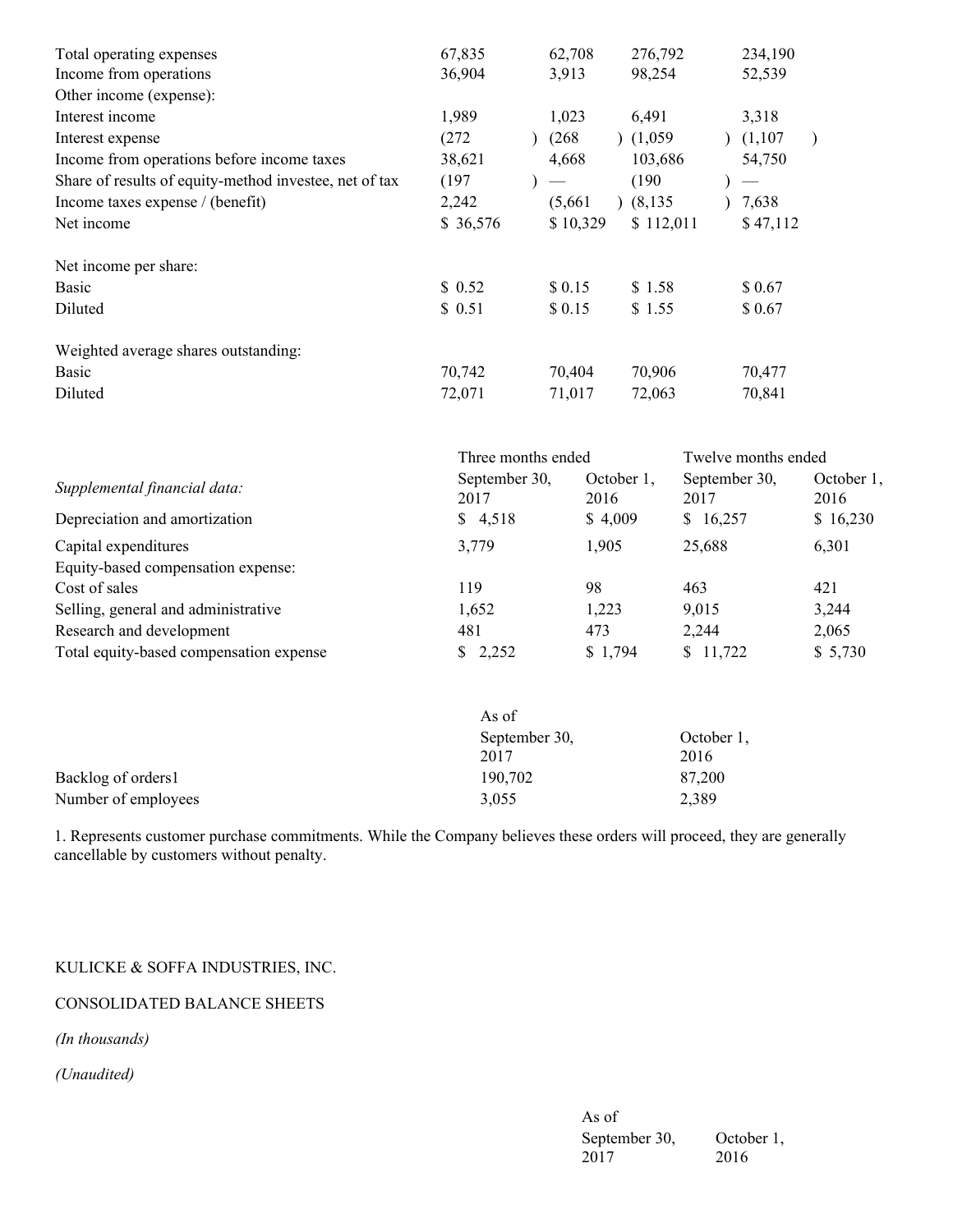| | | | | |
|---|---|---|---|---|
| Total operating expenses | 67,835 | 62,708 | 276,792 | 234,190 |
| Income from operations | 36,904 | 3,913 | 98,254 | 52,539 |
| Other income (expense): | | | | |
| Interest income | 1,989 | 1,023 | 6,491 | 3,318 |
| Interest expense | (272) | (268) | (1,059) | (1,107) |
| Income from operations before income taxes | 38,621 | 4,668 | 103,686 | 54,750 |
| Share of results of equity-method investee, net of tax | (197) | — | (190) | — |
| Income taxes expense / (benefit) | 2,242 | (5,661) | (8,135) | 7,638 |
| Net income | $ 36,576 | $ 10,329 | $ 112,011 | $ 47,112 |
| | | | | |
| Net income per share: | | | | |
| Basic | $ 0.52 | $ 0.15 | $ 1.58 | $ 0.67 |
| Diluted | $ 0.51 | $ 0.15 | $ 1.55 | $ 0.67 |
| | | | | |
| Weighted average shares outstanding: | | | | |
| Basic | 70,742 | 70,404 | 70,906 | 70,477 |
| Diluted | 72,071 | 71,017 | 72,063 | 70,841 |

| | Three months ended | | Twelve months ended | |
|---|---|---|---|---|
| *Supplemental financial data:* | September 30, 2017 | October 1, 2016 | September 30, 2017 | October 1, 2016 |
| Depreciation and amortization | $ 4,518 | $ 4,009 | $ 16,257 | $ 16,230 |
| Capital expenditures | 3,779 | 1,905 | 25,688 | 6,301 |
| Equity-based compensation expense: | | | | |
| Cost of sales | 119 | 98 | 463 | 421 |
| Selling, general and administrative | 1,652 | 1,223 | 9,015 | 3,244 |
| Research and development | 481 | 473 | 2,244 | 2,065 |
| Total equity-based compensation expense | $ 2,252 | $ 1,794 | $ 11,722 | $ 5,730 |

| | As of | |
|---|---|---|
| | September 30, 2017 | October 1, 2016 |
| Backlog of orders[1] | 190,702 | 87,200 |
| Number of employees | 3,055 | 2,389 |

1. Represents customer purchase commitments. While the Company believes these orders will proceed, they are generally cancellable by customers without penalty.

KULICKE & SOFFA INDUSTRIES, INC.

CONSOLIDATED BALANCE SHEETS

*(In thousands)*

*(Unaudited)*

| | As of | |
|---|---|---|
| | September 30, 2017 | October 1, 2016 |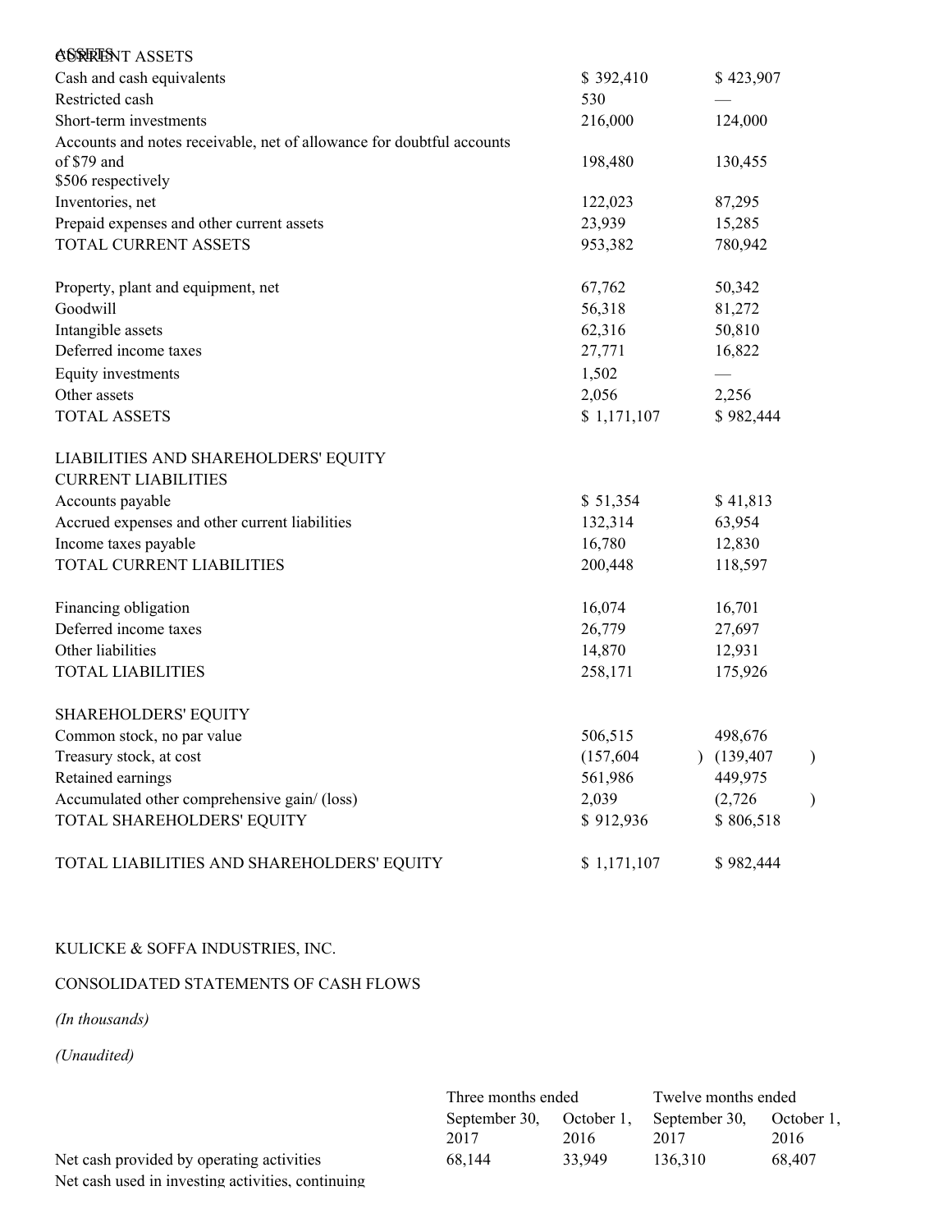| ASSETS | | |
|---|---|---|
| CURRENT ASSETS | | |
| Cash and cash equivalents | $ 392,410 | $ 423,907 |
| Restricted cash | 530 | — |
| Short-term investments | 216,000 | 124,000 |
| Accounts and notes receivable, net of allowance for doubtful accounts of $79 and $506 respectively | 198,480 | 130,455 |
| Inventories, net | 122,023 | 87,295 |
| Prepaid expenses and other current assets | 23,939 | 15,285 |
| TOTAL CURRENT ASSETS | 953,382 | 780,942 |
| | | |
| Property, plant and equipment, net | 67,762 | 50,342 |
| Goodwill | 56,318 | 81,272 |
| Intangible assets | 62,316 | 50,810 |
| Deferred income taxes | 27,771 | 16,822 |
| Equity investments | 1,502 | — |
| Other assets | 2,056 | 2,256 |
| TOTAL ASSETS | $ 1,171,107 | $ 982,444 |
| | | |
| LIABILITIES AND SHAREHOLDERS' EQUITY | | |
| CURRENT LIABILITIES | | |
| Accounts payable | $ 51,354 | $ 41,813 |
| Accrued expenses and other current liabilities | 132,314 | 63,954 |
| Income taxes payable | 16,780 | 12,830 |
| TOTAL CURRENT LIABILITIES | 200,448 | 118,597 |
| | | |
| Financing obligation | 16,074 | 16,701 |
| Deferred income taxes | 26,779 | 27,697 |
| Other liabilities | 14,870 | 12,931 |
| TOTAL LIABILITIES | 258,171 | 175,926 |
| | | |
| SHAREHOLDERS' EQUITY | | |
| Common stock, no par value | 506,515 | 498,676 |
| Treasury stock, at cost | (157,604) | (139,407) |
| Retained earnings | 561,986 | 449,975 |
| Accumulated other comprehensive gain/ (loss) | 2,039 | (2,726) |
| TOTAL SHAREHOLDERS' EQUITY | $ 912,936 | $ 806,518 |
| | | |
| TOTAL LIABILITIES AND SHAREHOLDERS' EQUITY | $ 1,171,107 | $ 982,444 |

KULICKE & SOFFA INDUSTRIES, INC.

CONSOLIDATED STATEMENTS OF CASH FLOWS

*(In thousands)*

*(Unaudited)*

| | Three months ended | | Twelve months ended | |
|---|---|---|---|---|
| | September 30, 2017 | October 1, 2016 | September 30, 2017 | October 1, 2016 |
| Net cash provided by operating activities | 68,144 | 33,949 | 136,310 | 68,407 |
| Net cash used in investing activities, continuing | | | | |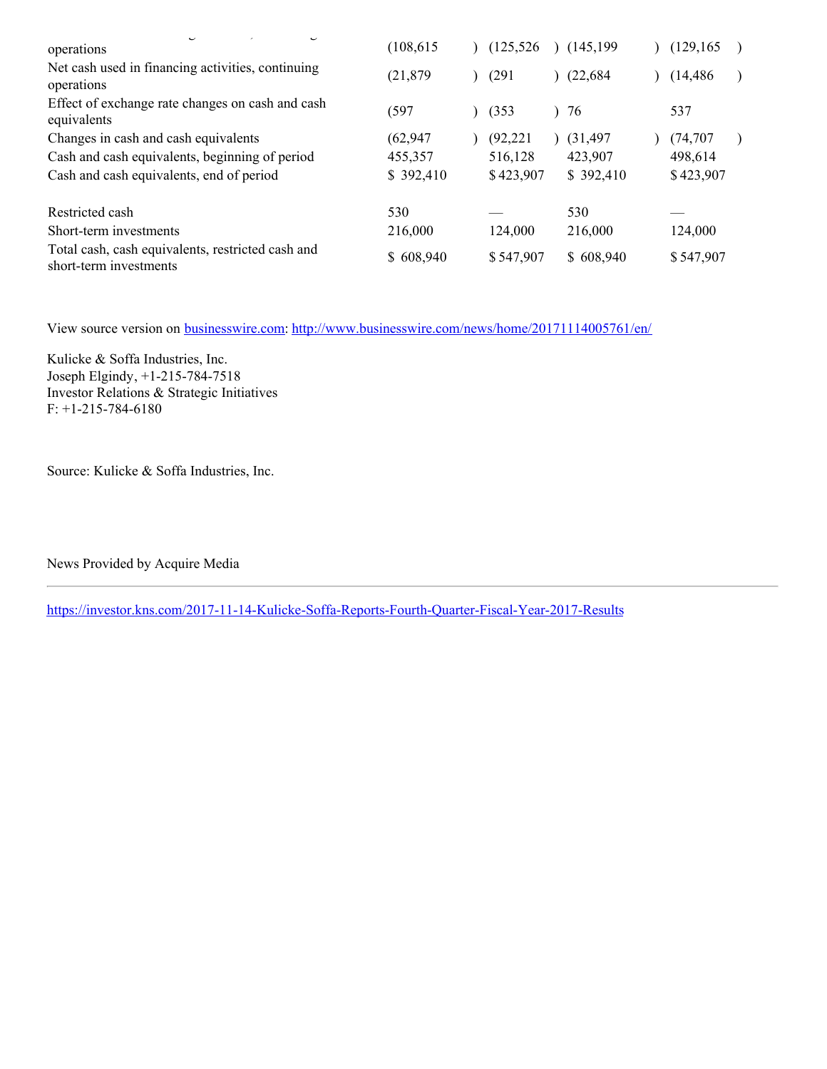| | | | | |
|---|---|---|---|---|
| operations | (108,615) | (125,526) | (145,199) | (129,165) |
| Net cash used in financing activities, continuing operations | (21,879) | (291) | (22,684) | (14,486) |
| Effect of exchange rate changes on cash and cash equivalents | (597) | (353) | 76 | 537 |
| Changes in cash and cash equivalents | (62,947) | (92,221) | (31,497) | (74,707) |
| Cash and cash equivalents, beginning of period | 455,357 | 516,128 | 423,907 | 498,614 |
| Cash and cash equivalents, end of period | $ 392,410 | $ 423,907 | $ 392,410 | $ 423,907 |
| | | | | |
| Restricted cash | 530 | — | 530 | — |
| Short-term investments | 216,000 | 124,000 | 216,000 | 124,000 |
| Total cash, cash equivalents, restricted cash and short-term investments | $ 608,940 | $ 547,907 | $ 608,940 | $ 547,907 |

View source version on businesswire.com: http://www.businesswire.com/news/home/20171114005761/en/

Kulicke & Soffa Industries, Inc.
Joseph Elgindy, +1-215-784-7518
Investor Relations & Strategic Initiatives
F: +1-215-784-6180

Source: Kulicke & Soffa Industries, Inc.

News Provided by Acquire Media

https://investor.kns.com/2017-11-14-Kulicke-Soffa-Reports-Fourth-Quarter-Fiscal-Year-2017-Results